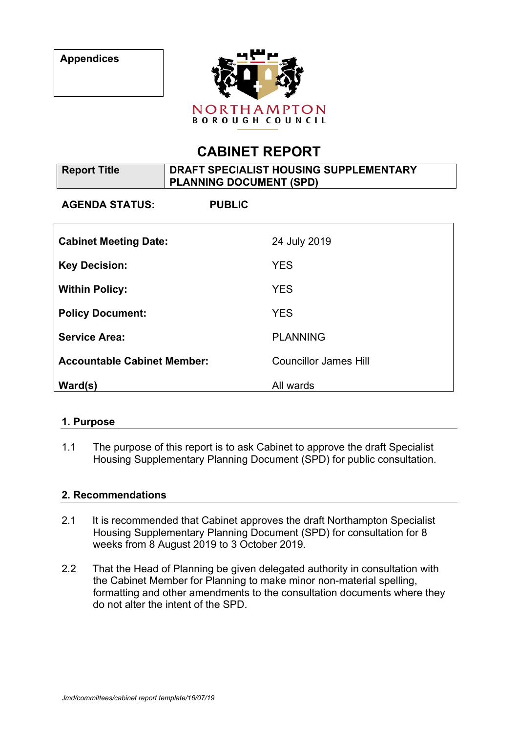| Appendices |
| --- |
| |

NORTHAMPTON
BOROUGH COUNCIL

# CABINET REPORT

| Report Title | DRAFT SPECIALIST HOUSING SUPPLEMENTARY PLANNING DOCUMENT (SPD) |
| --- | --- |

**AGENDA STATUS: PUBLIC**

| | |
| --- | --- |
| **Cabinet Meeting Date:** | 24 July 2019 |
| **Key Decision:** | YES |
| **Within Policy:** | YES |
| **Policy Document:** | YES |
| **Service Area:** | PLANNING |
| **Accountable Cabinet Member:** | Councillor James Hill |
| **Ward(s)** | All wards |

## 1. Purpose

1.1 The purpose of this report is to ask Cabinet to approve the draft Specialist Housing Supplementary Planning Document (SPD) for public consultation.

## 2. Recommendations

2.1 It is recommended that Cabinet approves the draft Northampton Specialist Housing Supplementary Planning Document (SPD) for consultation for 8 weeks from 8 August 2019 to 3 October 2019.

2.2 That the Head of Planning be given delegated authority in consultation with the Cabinet Member for Planning to make minor non-material spelling, formatting and other amendments to the consultation documents where they do not alter the intent of the SPD.

*Jmd/committees/cabinet report template/16/07/19*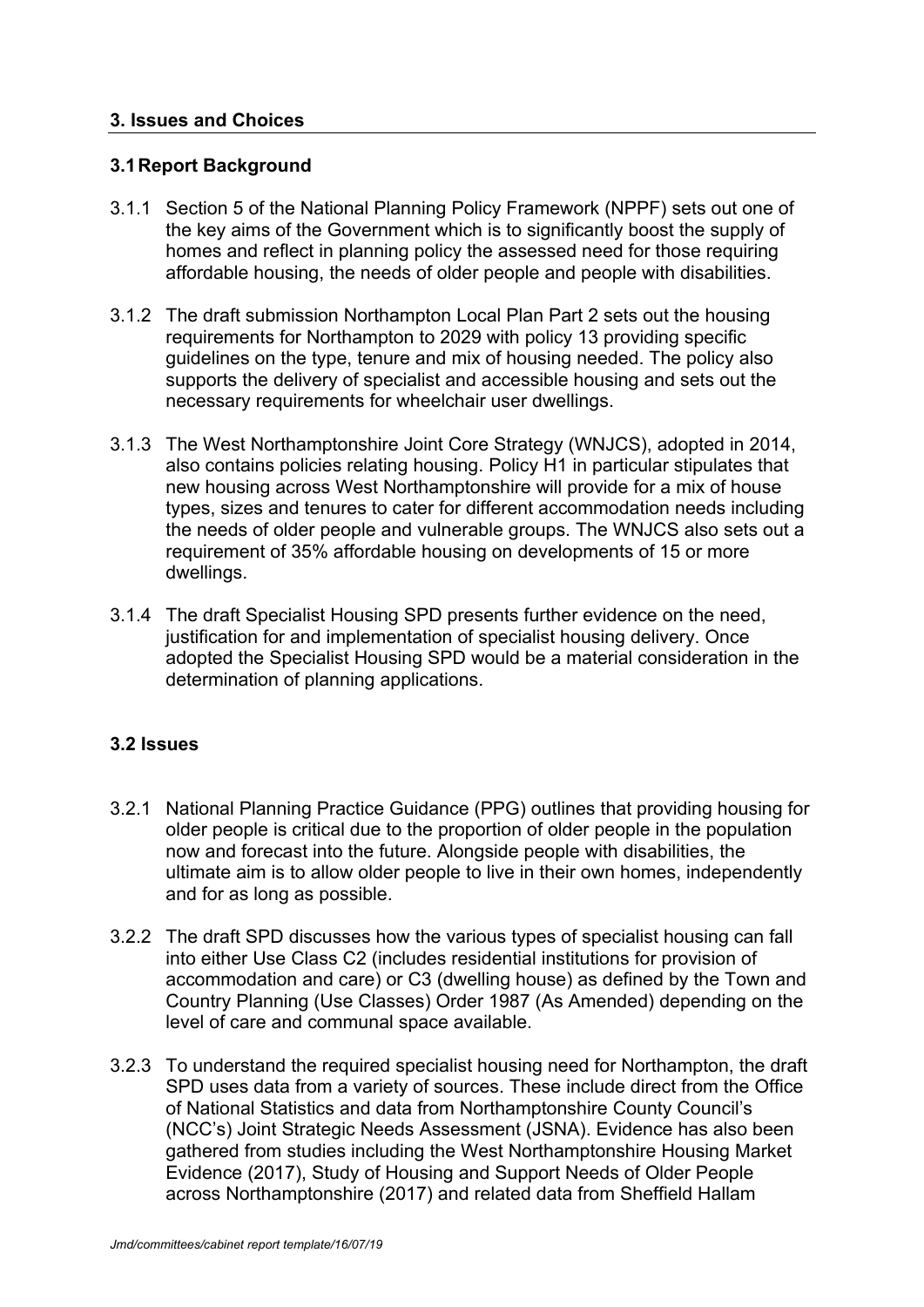## 3. Issues and Choices

### 3.1 Report Background

3.1.1 Section 5 of the National Planning Policy Framework (NPPF) sets out one of the key aims of the Government which is to significantly boost the supply of homes and reflect in planning policy the assessed need for those requiring affordable housing, the needs of older people and people with disabilities.

3.1.2 The draft submission Northampton Local Plan Part 2 sets out the housing requirements for Northampton to 2029 with policy 13 providing specific guidelines on the type, tenure and mix of housing needed. The policy also supports the delivery of specialist and accessible housing and sets out the necessary requirements for wheelchair user dwellings.

3.1.3 The West Northamptonshire Joint Core Strategy (WNJCS), adopted in 2014, also contains policies relating housing. Policy H1 in particular stipulates that new housing across West Northamptonshire will provide for a mix of house types, sizes and tenures to cater for different accommodation needs including the needs of older people and vulnerable groups. The WNJCS also sets out a requirement of 35% affordable housing on developments of 15 or more dwellings.

3.1.4 The draft Specialist Housing SPD presents further evidence on the need, justification for and implementation of specialist housing delivery. Once adopted the Specialist Housing SPD would be a material consideration in the determination of planning applications.

### 3.2 Issues

3.2.1 National Planning Practice Guidance (PPG) outlines that providing housing for older people is critical due to the proportion of older people in the population now and forecast into the future. Alongside people with disabilities, the ultimate aim is to allow older people to live in their own homes, independently and for as long as possible.

3.2.2 The draft SPD discusses how the various types of specialist housing can fall into either Use Class C2 (includes residential institutions for provision of accommodation and care) or C3 (dwelling house) as defined by the Town and Country Planning (Use Classes) Order 1987 (As Amended) depending on the level of care and communal space available.

3.2.3 To understand the required specialist housing need for Northampton, the draft SPD uses data from a variety of sources. These include direct from the Office of National Statistics and data from Northamptonshire County Council's (NCC's) Joint Strategic Needs Assessment (JSNA). Evidence has also been gathered from studies including the West Northamptonshire Housing Market Evidence (2017), Study of Housing and Support Needs of Older People across Northamptonshire (2017) and related data from Sheffield Hallam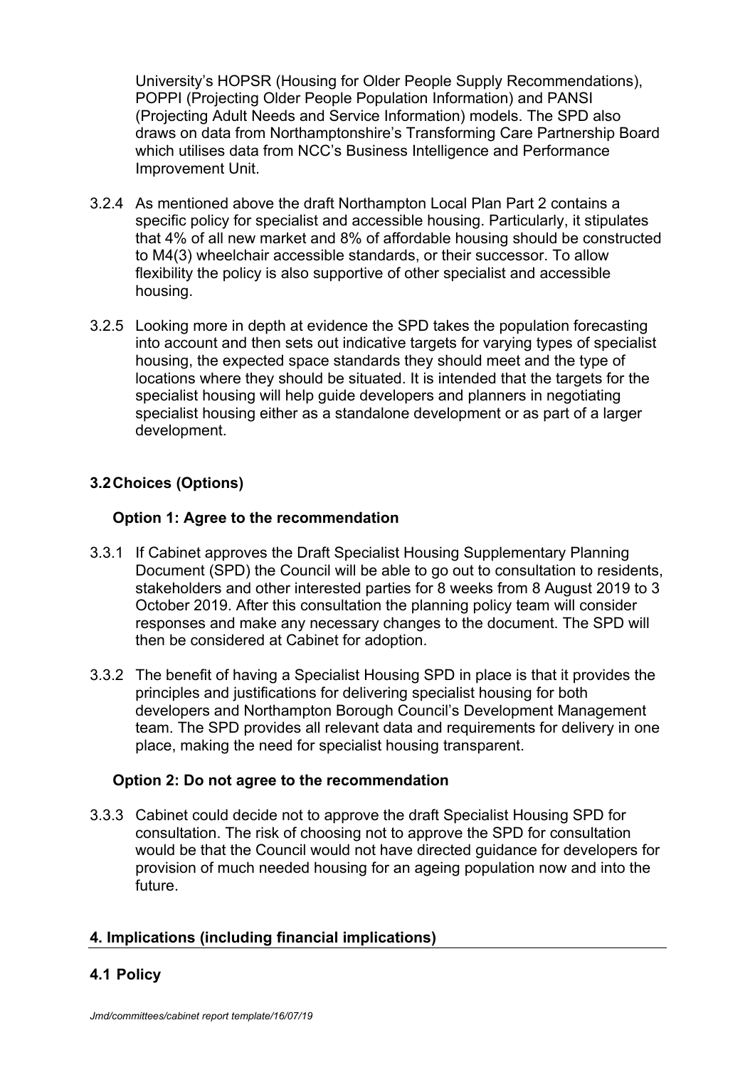University's HOPSR (Housing for Older People Supply Recommendations), POPPI (Projecting Older People Population Information) and PANSI (Projecting Adult Needs and Service Information) models. The SPD also draws on data from Northamptonshire's Transforming Care Partnership Board which utilises data from NCC's Business Intelligence and Performance Improvement Unit.

3.2.4 As mentioned above the draft Northampton Local Plan Part 2 contains a specific policy for specialist and accessible housing. Particularly, it stipulates that 4% of all new market and 8% of affordable housing should be constructed to M4(3) wheelchair accessible standards, or their successor. To allow flexibility the policy is also supportive of other specialist and accessible housing.

3.2.5 Looking more in depth at evidence the SPD takes the population forecasting into account and then sets out indicative targets for varying types of specialist housing, the expected space standards they should meet and the type of locations where they should be situated. It is intended that the targets for the specialist housing will help guide developers and planners in negotiating specialist housing either as a standalone development or as part of a larger development.

### 3.2 Choices (Options)

**Option 1: Agree to the recommendation**

3.3.1 If Cabinet approves the Draft Specialist Housing Supplementary Planning Document (SPD) the Council will be able to go out to consultation to residents, stakeholders and other interested parties for 8 weeks from 8 August 2019 to 3 October 2019. After this consultation the planning policy team will consider responses and make any necessary changes to the document. The SPD will then be considered at Cabinet for adoption.

3.3.2 The benefit of having a Specialist Housing SPD in place is that it provides the principles and justifications for delivering specialist housing for both developers and Northampton Borough Council's Development Management team. The SPD provides all relevant data and requirements for delivery in one place, making the need for specialist housing transparent.

**Option 2: Do not agree to the recommendation**

3.3.3 Cabinet could decide not to approve the draft Specialist Housing SPD for consultation. The risk of choosing not to approve the SPD for consultation would be that the Council would not have directed guidance for developers for provision of much needed housing for an ageing population now and into the future.

## 4. Implications (including financial implications)

### 4.1 Policy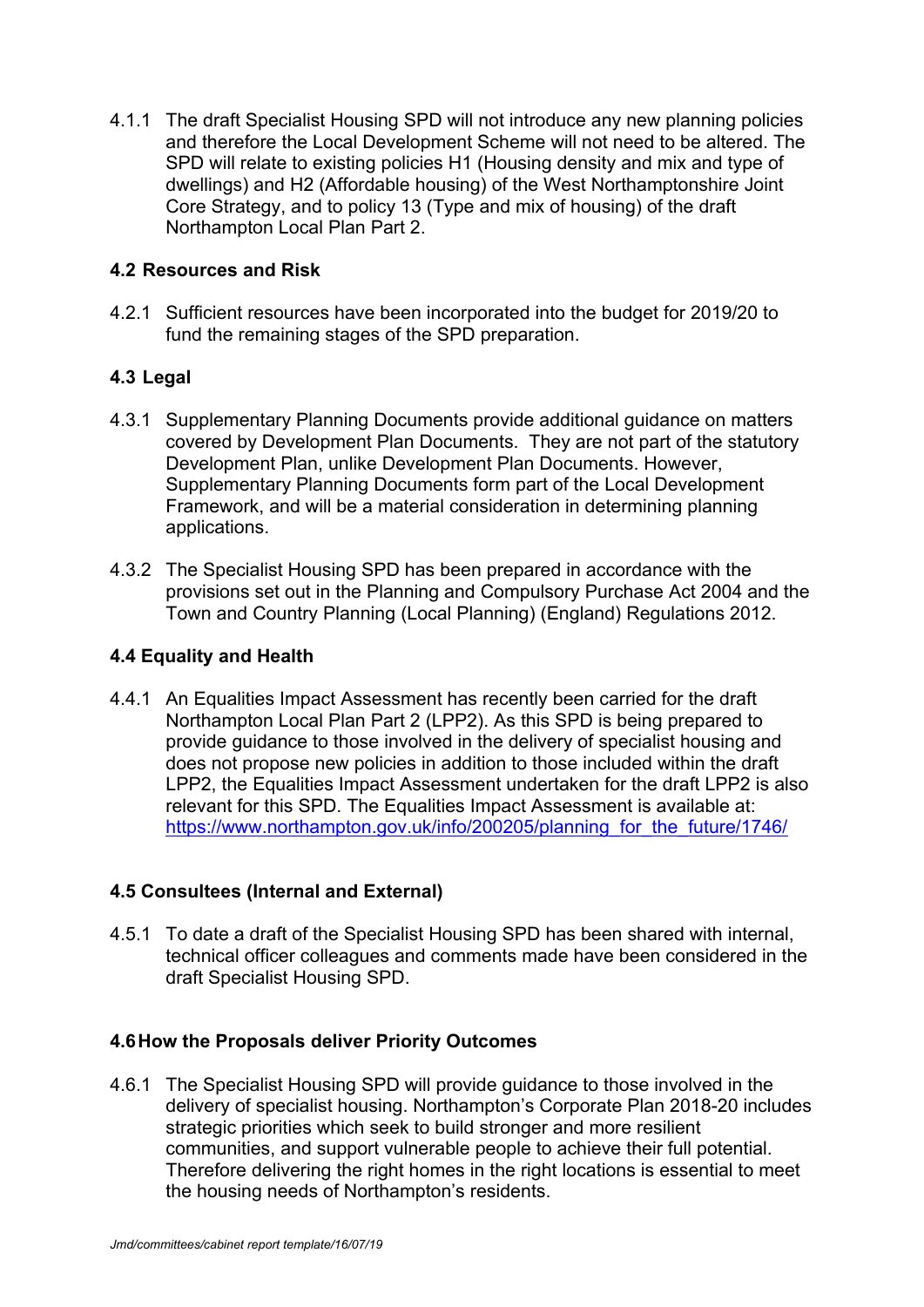4.1.1 The draft Specialist Housing SPD will not introduce any new planning policies and therefore the Local Development Scheme will not need to be altered. The SPD will relate to existing policies H1 (Housing density and mix and type of dwellings) and H2 (Affordable housing) of the West Northamptonshire Joint Core Strategy, and to policy 13 (Type and mix of housing) of the draft Northampton Local Plan Part 2.

### 4.2 Resources and Risk

4.2.1 Sufficient resources have been incorporated into the budget for 2019/20 to fund the remaining stages of the SPD preparation.

### 4.3 Legal

4.3.1 Supplementary Planning Documents provide additional guidance on matters covered by Development Plan Documents. They are not part of the statutory Development Plan, unlike Development Plan Documents. However, Supplementary Planning Documents form part of the Local Development Framework, and will be a material consideration in determining planning applications.

4.3.2 The Specialist Housing SPD has been prepared in accordance with the provisions set out in the Planning and Compulsory Purchase Act 2004 and the Town and Country Planning (Local Planning) (England) Regulations 2012.

### 4.4 Equality and Health

4.4.1 An Equalities Impact Assessment has recently been carried for the draft Northampton Local Plan Part 2 (LPP2). As this SPD is being prepared to provide guidance to those involved in the delivery of specialist housing and does not propose new policies in addition to those included within the draft LPP2, the Equalities Impact Assessment undertaken for the draft LPP2 is also relevant for this SPD. The Equalities Impact Assessment is available at: https://www.northampton.gov.uk/info/200205/planning_for_the_future/1746/

### 4.5 Consultees (Internal and External)

4.5.1 To date a draft of the Specialist Housing SPD has been shared with internal, technical officer colleagues and comments made have been considered in the draft Specialist Housing SPD.

### 4.6 How the Proposals deliver Priority Outcomes

4.6.1 The Specialist Housing SPD will provide guidance to those involved in the delivery of specialist housing. Northampton's Corporate Plan 2018-20 includes strategic priorities which seek to build stronger and more resilient communities, and support vulnerable people to achieve their full potential. Therefore delivering the right homes in the right locations is essential to meet the housing needs of Northampton's residents.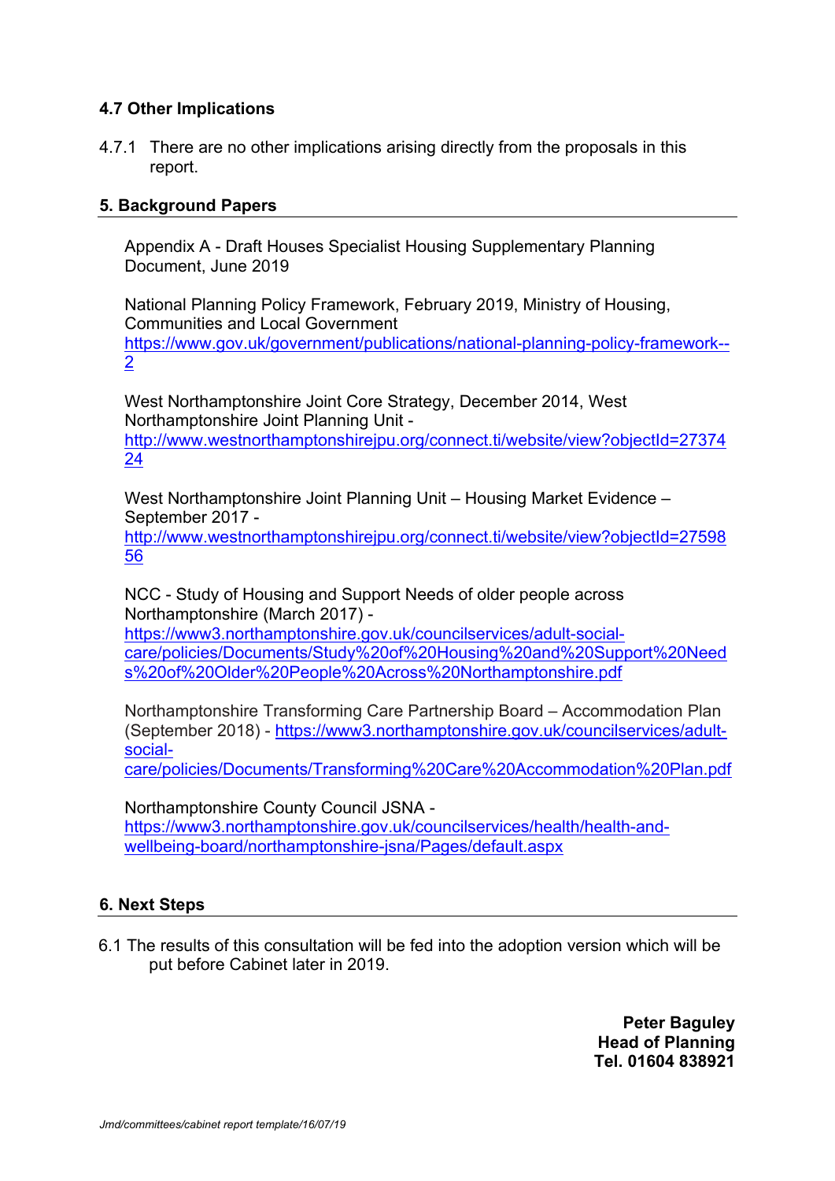### 4.7 Other Implications

4.7.1 There are no other implications arising directly from the proposals in this report.

### 5. Background Papers

Appendix A - Draft Houses Specialist Housing Supplementary Planning Document, June 2019

National Planning Policy Framework, February 2019, Ministry of Housing, Communities and Local Government
https://www.gov.uk/government/publications/national-planning-policy-framework--2

West Northamptonshire Joint Core Strategy, December 2014, West Northamptonshire Joint Planning Unit -
http://www.westnorthamptonshirejpu.org/connect.ti/website/view?objectId=2737424

West Northamptonshire Joint Planning Unit – Housing Market Evidence – September 2017 -
http://www.westnorthamptonshirejpu.org/connect.ti/website/view?objectId=2759856

NCC - Study of Housing and Support Needs of older people across Northamptonshire (March 2017) -
https://www3.northamptonshire.gov.uk/councilservices/adult-social-care/policies/Documents/Study%20of%20Housing%20and%20Support%20Needs%20of%20Older%20People%20Across%20Northamptonshire.pdf

Northamptonshire Transforming Care Partnership Board – Accommodation Plan (September 2018) - https://www3.northamptonshire.gov.uk/councilservices/adult-social-care/policies/Documents/Transforming%20Care%20Accommodation%20Plan.pdf

Northamptonshire County Council JSNA -
https://www3.northamptonshire.gov.uk/councilservices/health/health-and-wellbeing-board/northamptonshire-jsna/Pages/default.aspx

### 6. Next Steps

6.1 The results of this consultation will be fed into the adoption version which will be put before Cabinet later in 2019.

**Peter Baguley**
**Head of Planning**
**Tel. 01604 838921**